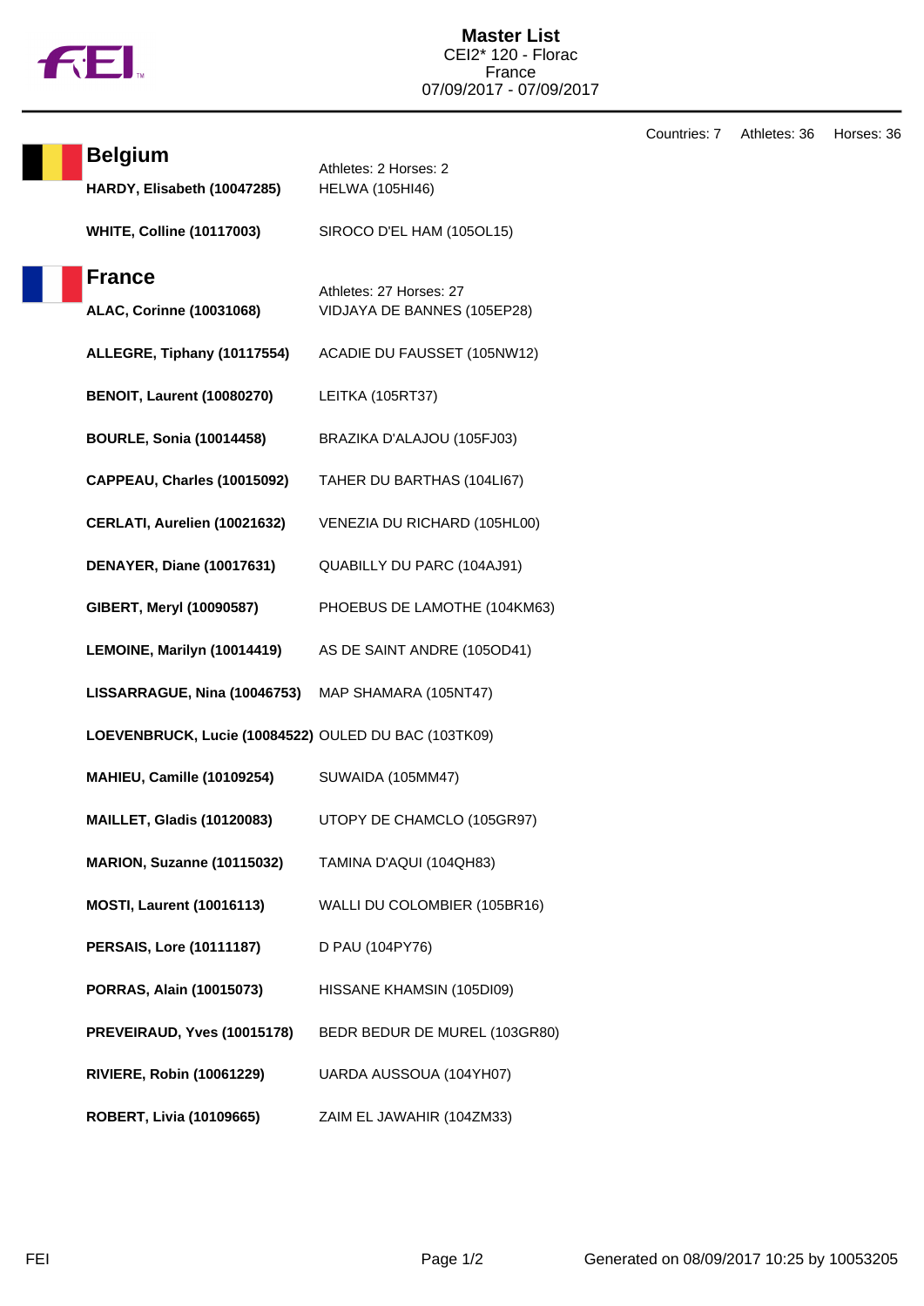# Master List

CEI2* 120 - Florac
France
07/09/2017 - 07/09/2017

Countries: 7 Athletes: 36 Horses: 36

## Belgium

Athletes: 2 Horses: 2

| Athlete | Horse |
|---|---|
| **HARDY, Elisabeth (10047285)** | HELWA (105HI46) |
| **WHITE, Colline (10117003)** | SIROCO D'EL HAM (105OL15) |

## France

Athletes: 27 Horses: 27

| Athlete | Horse |
|---|---|
| **ALAC, Corinne (10031068)** | VIDJAYA DE BANNES (105EP28) |
| **ALLEGRE, Tiphany (10117554)** | ACADIE DU FAUSSET (105NW12) |
| **BENOIT, Laurent (10080270)** | LEITKA (105RT37) |
| **BOURLE, Sonia (10014458)** | BRAZIKA D'ALAJOU (105FJ03) |
| **CAPPEAU, Charles (10015092)** | TAHER DU BARTHAS (104LI67) |
| **CERLATI, Aurelien (10021632)** | VENEZIA DU RICHARD (105HL00) |
| **DENAYER, Diane (10017631)** | QUABILLY DU PARC (104AJ91) |
| **GIBERT, Meryl (10090587)** | PHOEBUS DE LAMOTHE (104KM63) |
| **LEMOINE, Marilyn (10014419)** | AS DE SAINT ANDRE (105OD41) |
| **LISSARRAGUE, Nina (10046753)** | MAP SHAMARA (105NT47) |
| **LOEVENBRUCK, Lucie (10084522)** | OULED DU BAC (103TK09) |
| **MAHIEU, Camille (10109254)** | SUWAIDA (105MM47) |
| **MAILLET, Gladis (10120083)** | UTOPY DE CHAMCLO (105GR97) |
| **MARION, Suzanne (10115032)** | TAMINA D'AQUI (104QH83) |
| **MOSTI, Laurent (10016113)** | WALLI DU COLOMBIER (105BR16) |
| **PERSAIS, Lore (10111187)** | D PAU (104PY76) |
| **PORRAS, Alain (10015073)** | HISSANE KHAMSIN (105DI09) |
| **PREVEIRAUD, Yves (10015178)** | BEDR BEDUR DE MUREL (103GR80) |
| **RIVIERE, Robin (10061229)** | UARDA AUSSOUA (104YH07) |
| **ROBERT, Livia (10109665)** | ZAIM EL JAWAHIR (104ZM33) |

Generated on 08/09/2017 10:25 by 10053205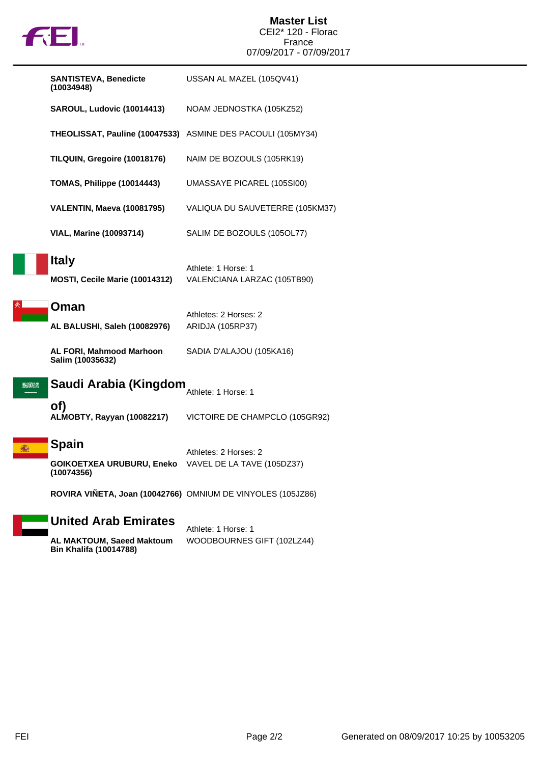**SANTISTEVA, Benedicte (10034948)** USSAN AL MAZEL (105QV41)

**SAROUL, Ludovic (10014413)** NOAM JEDNOSTKA (105KZ52)

**THEOLISSAT, Pauline (10047533)** ASMINE DES PACOULI (105MY34)

**TILQUIN, Gregoire (10018176)** NAIM DE BOZOULS (105RK19)

**TOMAS, Philippe (10014443)** UMASSAYE PICAREL (105SI00)

**VALENTIN, Maeva (10081795)** VALIQUA DU SAUVETERRE (105KM37)

**VIAL, Marine (10093714)** SALIM DE BOZOULS (105OL77)

## Italy

Athlete: 1 Horse: 1

**MOSTI, Cecile Marie (10014312)** VALENCIANA LARZAC (105TB90)

## Oman

Athletes: 2 Horses: 2

**AL BALUSHI, Saleh (10082976)** ARIDJA (105RP37)

**AL FORI, Mahmood Marhoon Salim (10035632)** SADIA D'ALAJOU (105KA16)

## Saudi Arabia (Kingdom of)

Athlete: 1 Horse: 1

**ALMOBTY, Rayyan (10082217)** VICTOIRE DE CHAMPCLO (105GR92)

## Spain

Athletes: 2 Horses: 2

**GOIKOETXEA URUBURU, Eneko (10074356)** VAVEL DE LA TAVE (105DZ37)

**ROVIRA VIÑETA, Joan (10042766)** OMNIUM DE VINYOLES (105JZ86)

## United Arab Emirates

Athlete: 1 Horse: 1

**AL MAKTOUM, Saeed Maktoum Bin Khalifa (10014788)** WOODBOURNES GIFT (102LZ44)